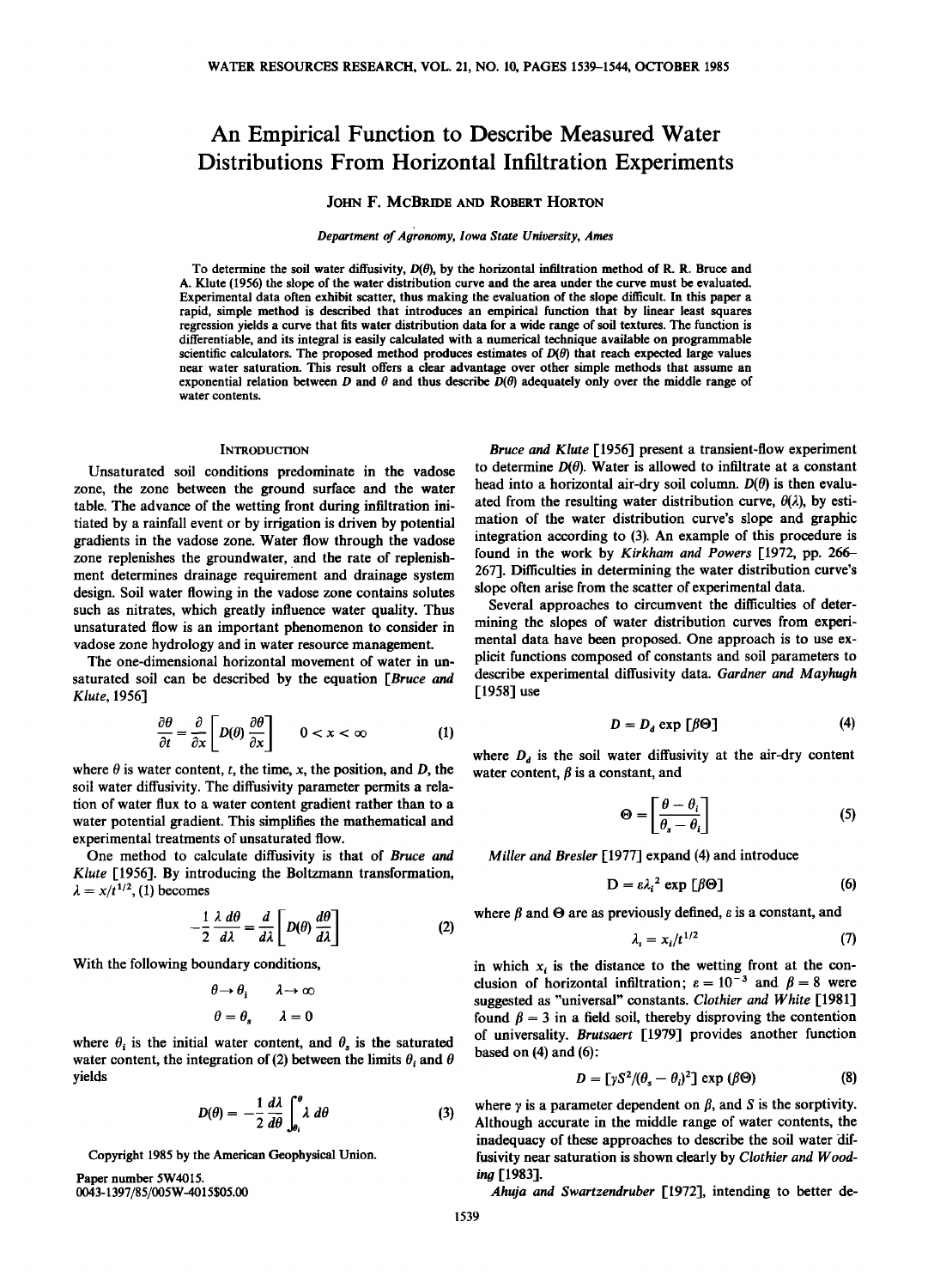# An Empirical Function to Describe Measured Water Distributions From Horizontal Infiltration Experiments

JOHN F. MCBRIDE AND ROBERT HORTON

*Department of Agronomy, Iowa State University, Ames*

To determine the soil water diffusivity, $D(\theta)$, by the horizontal infiltration method of R. R. Bruce and A. Klute (1956) the slope of the water distribution curve and the area under the curve must be evaluated. Experimental data often exhibit scatter, thus making the evaluation of the slope difficult. In this paper a rapid, simple method is described that introduces an empirical function that by linear least squares regression yields a curve that fits water distribution data for a wide range of soil textures. The function is differentiable, and its integral is easily calculated with a numerical technique available on programmable scientific calculators. The proposed method produces estimates of $D(\theta)$ that reach expected large values near water saturation. This result offers a clear advantage over other simple methods that assume an exponential relation between $D$ and $\theta$ and thus describe $D(\theta)$ adequately only over the middle range of water contents.

## INTRODUCTION

Unsaturated soil conditions predominate in the vadose zone, the zone between the ground surface and the water table. The advance of the wetting front during infiltration initiated by a rainfall event or by irrigation is driven by potential gradients in the vadose zone. Water flow through the vadose zone replenishes the groundwater, and the rate of replenishment determines drainage requirement and drainage system design. Soil water flowing in the vadose zone contains solutes such as nitrates, which greatly influence water quality. Thus unsaturated flow is an important phenomenon to consider in vadose zone hydrology and in water resource management.

The one-dimensional horizontal movement of water in unsaturated soil can be described by the equation [*Bruce and Klute*, 1956]

$$\frac{\partial \theta}{\partial t} = \frac{\partial}{\partial x}\left[D(\theta)\frac{\partial \theta}{\partial x}\right] \qquad 0 < x < \infty \tag{1}$$

where $\theta$ is water content, $t$, the time, $x$, the position, and $D$, the soil water diffusivity. The diffusivity parameter permits a relation of water flux to a water content gradient rather than to a water potential gradient. This simplifies the mathematical and experimental treatments of unsaturated flow.

One method to calculate diffusivity is that of *Bruce and Klute* [1956]. By introducing the Boltzmann transformation, $\lambda = x/t^{1/2}$, (1) becomes

$$-\frac{1}{2}\frac{\lambda\, d\theta}{d\lambda} = \frac{d}{d\lambda}\left[D(\theta)\frac{d\theta}{d\lambda}\right] \tag{2}$$

With the following boundary conditions,

$$\theta \to \theta_i \qquad \lambda \to \infty$$

$$\theta = \theta_s \qquad \lambda = 0$$

where $\theta_i$ is the initial water content, and $\theta_s$ is the saturated water content, the integration of (2) between the limits $\theta_i$ and $\theta$ yields

$$D(\theta) = -\frac{1}{2}\frac{d\lambda}{d\theta}\int_{\theta_i}^{\theta} \lambda \, d\theta \tag{3}$$

Copyright 1985 by the American Geophysical Union.

Paper number 5W4015.
0043-1397/85/005W-4015$05.00

*Bruce and Klute* [1956] present a transient-flow experiment to determine $D(\theta)$. Water is allowed to infiltrate at a constant head into a horizontal air-dry soil column. $D(\theta)$ is then evaluated from the resulting water distribution curve, $\theta(\lambda)$, by estimation of the water distribution curve's slope and graphic integration according to (3). An example of this procedure is found in the work by *Kirkham and Powers* [1972, pp. 266–267]. Difficulties in determining the water distribution curve's slope often arise from the scatter of experimental data.

Several approaches to circumvent the difficulties of determining the slopes of water distribution curves from experimental data have been proposed. One approach is to use explicit functions composed of constants and soil parameters to describe experimental diffusivity data. *Gardner and Mayhugh* [1958] use

$$D = D_d \exp[\beta\Theta] \tag{4}$$

where $D_d$ is the soil water diffusivity at the air-dry content water content, $\beta$ is a constant, and

$$\Theta = \left[\frac{\theta - \theta_i}{\theta_s - \theta_i}\right] \tag{5}$$

*Miller and Bresler* [1977] expand (4) and introduce

$$D = \varepsilon\lambda_i^2 \exp[\beta\Theta] \tag{6}$$

where $\beta$ and $\Theta$ are as previously defined, $\varepsilon$ is a constant, and

$$\lambda_i = x_i/t^{1/2} \tag{7}$$

in which $x_i$ is the distance to the wetting front at the conclusion of horizontal infiltration; $\varepsilon = 10^{-3}$ and $\beta = 8$ were suggested as "universal" constants. *Clothier and White* [1981] found $\beta = 3$ in a field soil, thereby disproving the contention of universality. *Brutsaert* [1979] provides another function based on (4) and (6):

$$D = [\gamma S^2/(\theta_s - \theta_i)^2] \exp(\beta\Theta) \tag{8}$$

where $\gamma$ is a parameter dependent on $\beta$, and $S$ is the sorptivity. Although accurate in the middle range of water contents, the inadequacy of these approaches to describe the soil water diffusivity near saturation is shown clearly by *Clothier and Wooding* [1983].

*Ahuja and Swartzendruber* [1972], intending to better de-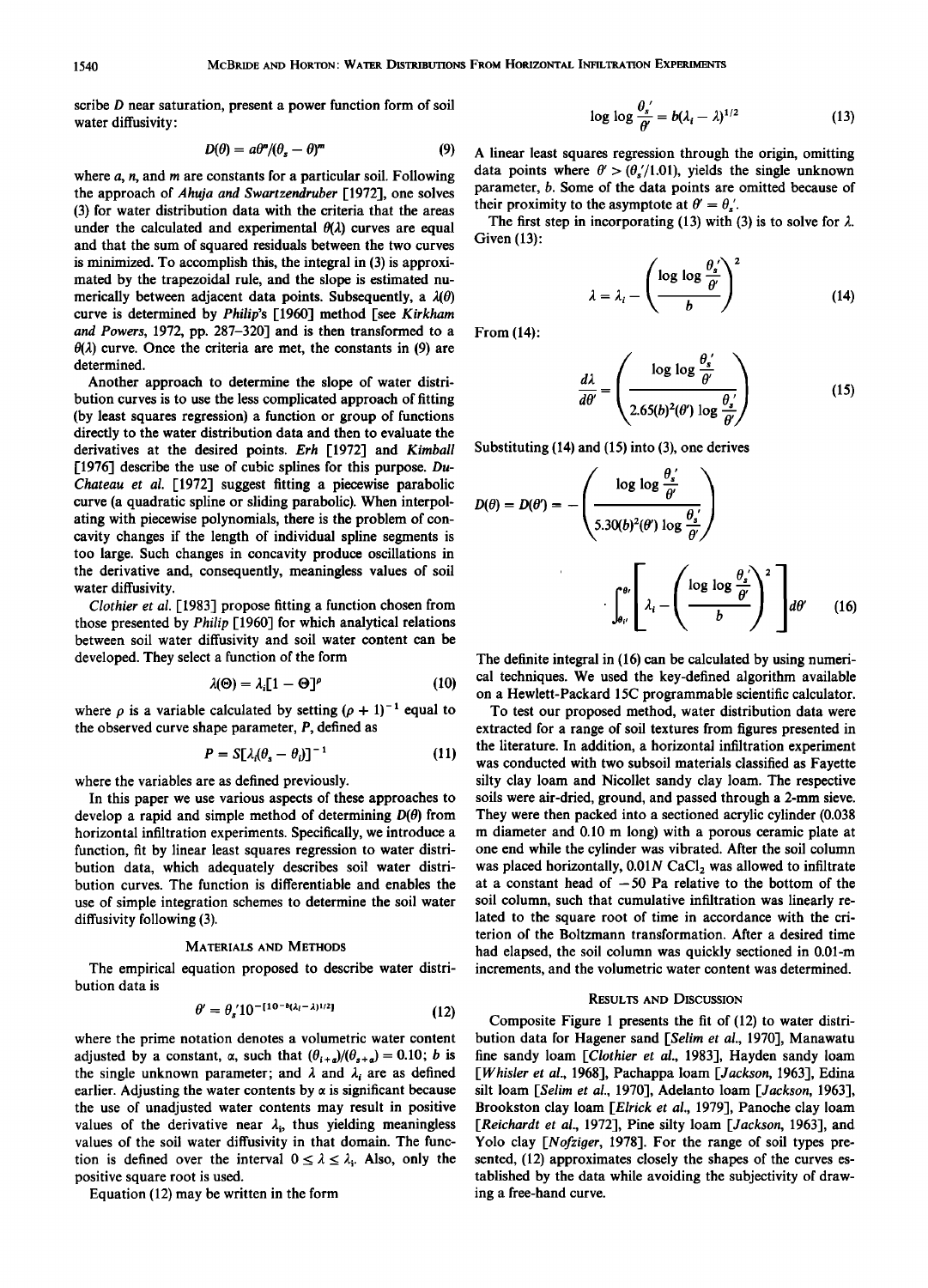scribe $D$ near saturation, present a power function form of soil water diffusivity:

$$D(\theta) = a\theta^n/(\theta_s - \theta)^m \tag{9}$$

where $a$, $n$, and $m$ are constants for a particular soil. Following the approach of *Ahuja and Swartzendruber* [1972], one solves (3) for water distribution data with the criteria that the areas under the calculated and experimental $\theta(\lambda)$ curves are equal and that the sum of squared residuals between the two curves is minimized. To accomplish this, the integral in (3) is approximated by the trapezoidal rule, and the slope is estimated numerically between adjacent data points. Subsequently, a $\lambda(\theta)$ curve is determined by *Philip's* [1960] method [see *Kirkham and Powers*, 1972, pp. 287–320] and is then transformed to a $\theta(\lambda)$ curve. Once the criteria are met, the constants in (9) are determined.

Another approach to determine the slope of water distribution curves is to use the less complicated approach of fitting (by least squares regression) a function or group of functions directly to the water distribution data and then to evaluate the derivatives at the desired points. *Erh* [1972] and *Kimball* [1976] describe the use of cubic splines for this purpose. *DuChateau et al.* [1972] suggest fitting a piecewise parabolic curve (a quadratic spline or sliding parabolic). When interpolating with piecewise polynomials, there is the problem of concavity changes if the length of individual spline segments is too large. Such changes in concavity produce oscillations in the derivative and, consequently, meaningless values of soil water diffusivity.

*Clothier et al.* [1983] propose fitting a function chosen from those presented by *Philip* [1960] for which analytical relations between soil water diffusivity and soil water content can be developed. They select a function of the form

$$\lambda(\Theta) = \lambda_i[1 - \Theta]^p \tag{10}$$

where $p$ is a variable calculated by setting $(p + 1)^{-1}$ equal to the observed curve shape parameter, $P$, defined as

$$P = S[\lambda_i(\theta_s - \theta_i)]^{-1} \tag{11}$$

where the variables are as defined previously.

In this paper we use various aspects of these approaches to develop a rapid and simple method of determining $D(\theta)$ from horizontal infiltration experiments. Specifically, we introduce a function, fit by linear least squares regression to water distribution data, which adequately describes soil water distribution curves. The function is differentiable and enables the use of simple integration schemes to determine the soil water diffusivity following (3).

## Materials and Methods

The empirical equation proposed to describe water distribution data is

$$\theta' = \theta_s' 10^{-[10^{-b(\lambda_i - \lambda)^{1/2}}]} \tag{12}$$

where the prime notation denotes a volumetric water content adjusted by a constant, $\alpha$, such that $(\theta_{i+\alpha})/(\theta_{s+\alpha}) = 0.10$; $b$ is the single unknown parameter; and $\lambda$ and $\lambda_i$ are as defined earlier. Adjusting the water contents by $\alpha$ is significant because the use of unadjusted water contents may result in positive values of the derivative near $\lambda_i$, thus yielding meaningless values of the soil water diffusivity in that domain. The function is defined over the interval $0 \leq \lambda \leq \lambda_i$. Also, only the positive square root is used.

Equation (12) may be written in the form

$$\log \log \frac{\theta_s'}{\theta'} = b(\lambda_i - \lambda)^{1/2} \tag{13}$$

A linear least squares regression through the origin, omitting data points where $\theta' > (\theta_s'/1.01)$, yields the single unknown parameter, $b$. Some of the data points are omitted because of their proximity to the asymptote at $\theta' = \theta_s'$.

The first step in incorporating (13) with (3) is to solve for $\lambda$. Given (13):

$$\lambda = \lambda_i - \left( \frac{\log \log \dfrac{\theta_s'}{\theta'}}{b} \right)^2 \tag{14}$$

From (14):

$$\frac{d\lambda}{d\theta'} = \left( \frac{\log \log \dfrac{\theta_s'}{\theta'}}{2.65(b)^2(\theta') \log \dfrac{\theta_s'}{\theta'}} \right) \tag{15}$$

Substituting (14) and (15) into (3), one derives

$$D(\theta) = D(\theta') = -\left( \frac{\log \log \dfrac{\theta_s'}{\theta'}}{5.30(b)^2(\theta') \log \dfrac{\theta_s'}{\theta'}} \right) \cdot \int_{\theta_i'}^{\theta'} \left[ \lambda_i - \left( \frac{\log \log \dfrac{\theta_s'}{\theta'}}{b} \right)^2 \right] d\theta' \tag{16}$$

The definite integral in (16) can be calculated by using numerical techniques. We used the key-defined algorithm available on a Hewlett-Packard 15C programmable scientific calculator.

To test our proposed method, water distribution data were extracted for a range of soil textures from figures presented in the literature. In addition, a horizontal infiltration experiment was conducted with two subsoil materials classified as Fayette silty clay loam and Nicollet sandy clay loam. The respective soils were air-dried, ground, and passed through a 2-mm sieve. They were then packed into a sectioned acrylic cylinder (0.038 m diameter and 0.10 m long) with a porous ceramic plate at one end while the cylinder was vibrated. After the soil column was placed horizontally, 0.01*N* $CaCl_2$ was allowed to infiltrate at a constant head of −50 Pa relative to the bottom of the soil column, such that cumulative infiltration was linearly related to the square root of time in accordance with the criterion of the Boltzmann transformation. After a desired time had elapsed, the soil column was quickly sectioned in 0.01-m increments, and the volumetric water content was determined.

## Results and Discussion

Composite Figure 1 presents the fit of (12) to water distribution data for Hagener sand [*Selim et al.*, 1970], Manawatu fine sandy loam [*Clothier et al.*, 1983], Hayden sandy loam [*Whisler et al.*, 1968], Pachappa loam [*Jackson*, 1963], Edina silt loam [*Selim et al.*, 1970], Adelanto loam [*Jackson*, 1963], Brookston clay loam [*Elrick et al.*, 1979], Panoche clay loam [*Reichardt et al.*, 1972], Pine silty loam [*Jackson*, 1963], and Yolo clay [*Nofziger*, 1978]. For the range of soil types presented, (12) approximates closely the shapes of the curves established by the data while avoiding the subjectivity of drawing a free-hand curve.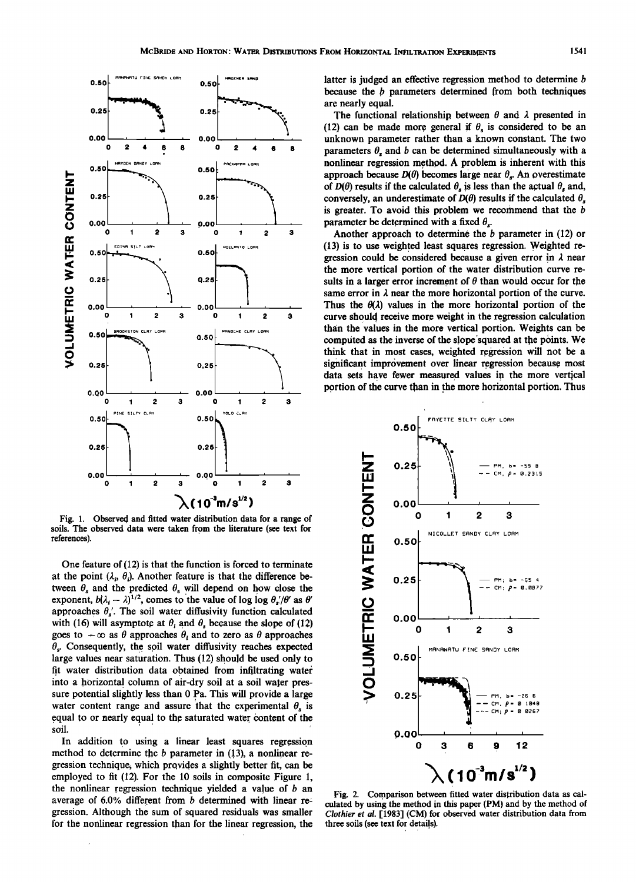Fig. 1. Observed and fitted water distribution data for a range of soils. The observed data were taken from the literature (see text for references).

One feature of (12) is that the function is forced to terminate at the point ($\lambda_i$, $\theta_i$). Another feature is that the difference between $\theta_s$ and the predicted $\theta_s$ will depend on how close the exponent, $b(\lambda_i - \lambda)^{1/2}$, comes to the value of log log $\theta_s'/\theta'$ as $\theta'$ approaches $\theta_s'$. The soil water diffusivity function calculated with (16) will asymptote at $\theta_i$ and $\theta_s$ because the slope of (12) goes to $-\infty$ as $\theta$ approaches $\theta_i$ and to zero as $\theta$ approaches $\theta_s$. Consequently, the soil water diffusivity reaches expected large values near saturation. Thus (12) should be used only to fit water distribution data obtained from infiltrating water into a horizontal column of air-dry soil at a soil water pressure potential slightly less than 0 Pa. This will provide a large water content range and assure that the experimental $\theta_s$ is equal to or nearly equal to the saturated water content of the soil.

In addition to using a linear least squares regression method to determine the $b$ parameter in (13), a nonlinear regression technique, which provides a slightly better fit, can be employed to fit (12). For the 10 soils in composite Figure 1, the nonlinear regression technique yielded a value of $b$ an average of 6.0% different from $b$ determined with linear regression. Although the sum of squared residuals was smaller for the nonlinear regression than for the linear regression, the latter is judged an effective regression method to determine $b$ because the $b$ parameters determined from both techniques are nearly equal.

The functional relationship between $\theta$ and $\lambda$ presented in (12) can be made more general if $\theta_s$ is considered to be an unknown parameter rather than a known constant. The two parameters $\theta_s$ and $b$ can be determined simultaneously with a nonlinear regression method. A problem is inherent with this approach because $D(\theta)$ becomes large near $\theta_s$. An overestimate of $D(\theta)$ results if the calculated $\theta_s$ is less than the actual $\theta_s$ and, conversely, an underestimate of $D(\theta)$ results if the calculated $\theta_s$ is greater. To avoid this problem we recommend that the $b$ parameter be determined with a fixed $\theta_s$.

Another approach to determine the $b$ parameter in (12) or (13) is to use weighted least squares regression. Weighted regression could be considered because a given error in $\lambda$ near the more vertical portion of the water distribution curve results in a larger error increment of $\theta$ than would occur for the same error in $\lambda$ near the more horizontal portion of the curve. Thus the $\theta(\lambda)$ values in the more horizontal portion of the curve should receive more weight in the regression calculation than the values in the more vertical portion. Weights can be computed as the inverse of the slope squared at the points. We think that in most cases, weighted regression will not be a significant improvement over linear regression because most data sets have fewer measured values in the more vertical portion of the curve than in the more horizontal portion. Thus

Fig. 2. Comparison between fitted water distribution data as calculated by using the method in this paper (PM) and by the method of *Clothier et al.* [1983] (CM) for observed water distribution data from three soils (see text for details).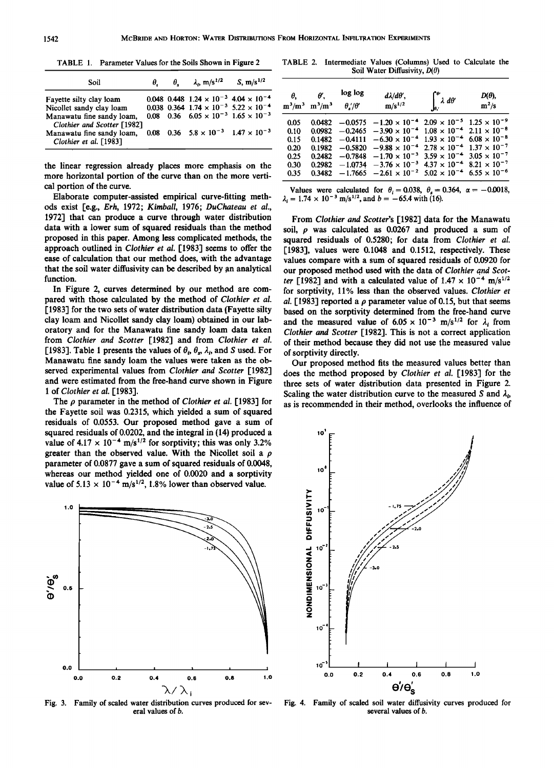TABLE 1. Parameter Values for the Soils Shown in Figure 2

| Soil | $\theta_i$ | $\theta_s$ | $\lambda_i$, m/s$^{1/2}$ | $S$, m/s$^{1/2}$ |
|---|---|---|---|---|
| Fayette silty clay loam | 0.048 | 0.448 | $1.24 \times 10^{-3}$ | $4.04 \times 10^{-4}$ |
| Nicollet sandy clay loam | 0.038 | 0.364 | $1.74 \times 10^{-3}$ | $5.22 \times 10^{-4}$ |
| Manawatu fine sandy loam, *Clothier and Scotter* [1982] | 0.08 | 0.36 | $6.05 \times 10^{-3}$ | $1.65 \times 10^{-3}$ |
| Manawatu fine sandy loam, *Clothier et al.* [1983] | 0.08 | 0.36 | $5.8 \times 10^{-3}$ | $1.47 \times 10^{-3}$ |

the linear regression already places more emphasis on the more horizontal portion of the curve than on the more vertical portion of the curve.

Elaborate computer-assisted empirical curve-fitting methods exist [e.g., *Erh*, 1972; *Kimball*, 1976; *DuChateau et al.*, 1972] that can produce a curve through water distribution data with a lower sum of squared residuals than the method proposed in this paper. Among less complicated methods, the approach outlined in *Clothier et al.* [1983] seems to offer the ease of calculation that our method does, with the advantage that the soil water diffusivity can be described by an analytical function.

In Figure 2, curves determined by our method are compared with those calculated by the method of *Clothier et al.* [1983] for the two sets of water distribution data (Fayette silty clay loam and Nicollet sandy clay loam) obtained in our laboratory and for the Manawatu fine sandy loam data taken from *Clothier and Scotter* [1982] and from *Clothier et al.* [1983]. Table 1 presents the values of $\theta_i$, $\theta_s$, $\lambda_i$, and $S$ used. For Manawatu fine sandy loam the values were taken as the observed experimental values from *Clothier and Scotter* [1982] and were estimated from the free-hand curve shown in Figure 1 of *Clothier et al.* [1983].

The $\rho$ parameter in the method of *Clothier et al.* [1983] for the Fayette soil was 0.2315, which yielded a sum of squared residuals of 0.0553. Our proposed method gave a sum of squared residuals of 0.0202, and the integral in (14) produced a value of $4.17 \times 10^{-4}$ m/s$^{1/2}$ for sorptivity; this was only 3.2% greater than the observed value. With the Nicollet soil a $\rho$ parameter of 0.0877 gave a sum of squared residuals of 0.0048, whereas our method yielded one of 0.0020 and a sorptivity value of $5.13 \times 10^{-4}$ m/s$^{1/2}$, 1.8% lower than observed value.

TABLE 2. Intermediate Values (Columns) Used to Calculate the Soil Water Diffusivity, $D(\theta)$

| $\theta$, m$^3$/m$^3$ | $\theta'$, m$^3$/m$^3$ | log log $\theta_s'/\theta'$ | $d\lambda/d\theta'$, m/s$^{1/2}$ | $\int_{\theta_i'}^{\theta'} \lambda \, d\theta'$ | $D(\theta)$, m$^2$/s |
|---|---|---|---|---|---|
| 0.05 | 0.0482 | −0.0575 | $-1.20 \times 10^{-4}$ | $2.09 \times 10^{-5}$ | $1.25 \times 10^{-9}$ |
| 0.10 | 0.0982 | −0.2465 | $-3.90 \times 10^{-4}$ | $1.08 \times 10^{-4}$ | $2.11 \times 10^{-8}$ |
| 0.15 | 0.1482 | −0.4111 | $-6.30 \times 10^{-4}$ | $1.93 \times 10^{-4}$ | $6.08 \times 10^{-8}$ |
| 0.20 | 0.1982 | −0.5820 | $-9.88 \times 10^{-4}$ | $2.78 \times 10^{-4}$ | $1.37 \times 10^{-7}$ |
| 0.25 | 0.2482 | −0.7848 | $-1.70 \times 10^{-3}$ | $3.59 \times 10^{-4}$ | $3.05 \times 10^{-7}$ |
| 0.30 | 0.2982 | −1.0734 | $-3.76 \times 10^{-3}$ | $4.37 \times 10^{-4}$ | $8.21 \times 10^{-7}$ |
| 0.35 | 0.3482 | −1.7665 | $-2.61 \times 10^{-2}$ | $5.02 \times 10^{-4}$ | $6.55 \times 10^{-6}$ |

Values were calculated for $\theta_i = 0.038$, $\theta_s = 0.364$, $\alpha = -0.0018$, $\lambda_i = 1.74 \times 10^{-3}$ m/s$^{1/2}$, and $b = -65.4$ with (16).

From *Clothier and Scotter*'s [1982] data for the Manawatu soil, $\rho$ was calculated as 0.0267 and produced a sum of squared residuals of 0.5280; for data from *Clothier et al.* [1983], values were 0.1048 and 0.1512, respectively. These values compare with a sum of squared residuals of 0.0920 for our proposed method used with the data of *Clothier and Scotter* [1982] and with a calculated value of $1.47 \times 10^{-4}$ m/s$^{1/2}$ for sorptivity, 11% less than the observed values. *Clothier et al.* [1983] reported a $\rho$ parameter value of 0.15, but that seems based on the sorptivity determined from the free-hand curve and the measured value of $6.05 \times 10^{-3}$ m/s$^{1/2}$ for $\lambda_i$ from *Clothier and Scotter* [1982]. This is not a correct application of their method because they did not use the measured value of sorptivity directly.

Our proposed method fits the measured values better than does the method proposed by *Clothier et al.* [1983] for the three sets of water distribution data presented in Figure 2. Scaling the water distribution curve to the measured $S$ and $\lambda_i$, as is recommended in their method, overlooks the influence of

Fig. 3. Family of scaled water distribution curves produced for several values of $b$.

Fig. 4. Family of scaled soil water diffusivity curves produced for several values of $b$.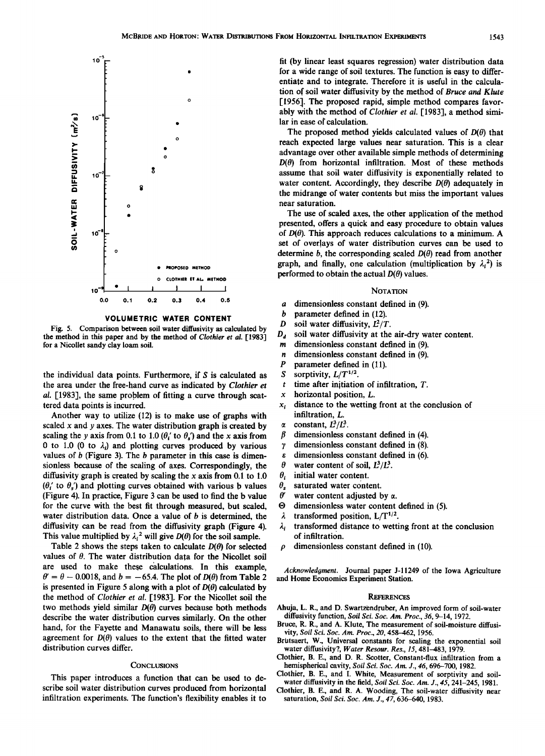Fig. 5. Comparison between soil water diffusivity as calculated by the method in this paper and by the method of *Clothier et al.* [1983] for a Nicollet sandy clay loam soil.

the individual data points. Furthermore, if $S$ is calculated as the area under the free-hand curve as indicated by *Clothier et al.* [1983], the same problem of fitting a curve through scattered data points is incurred.

Another way to utilize (12) is to make use of graphs with scaled $x$ and $y$ axes. The water distribution graph is created by scaling the $y$ axis from 0.1 to 1.0 ($\theta_i'$ to $\theta_s'$) and the $x$ axis from 0 to 1.0 (0 to $\lambda_i$) and plotting curves produced by various values of $b$ (Figure 3). The $b$ parameter in this case is dimensionless because of the scaling of axes. Correspondingly, the diffusivity graph is created by scaling the $x$ axis from 0.1 to 1.0 ($\theta_i'$ to $\theta_s'$) and plotting curves obtained with various b values (Figure 4). In practice, Figure 3 can be used to find the b value for the curve with the best fit through measured, but scaled, water distribution data. Once a value of $b$ is determined, the diffusivity can be read from the diffusivity graph (Figure 4). This value multiplied by $\lambda_i^2$ will give $D(\theta)$ for the soil sample.

Table 2 shows the steps taken to calculate $D(\theta)$ for selected values of $\theta$. The water distribution data for the Nicollet soil are used to make these calculations. In this example, $\theta' = \theta - 0.0018$, and $b = -65.4$. The plot of $D(\theta)$ from Table 2 is presented in Figure 5 along with a plot of $D(\theta)$ calculated by the method of *Clothier et al.* [1983]. For the Nicollet soil the two methods yield similar $D(\theta)$ curves because both methods describe the water distribution curves similarly. On the other hand, for the Fayette and Manawatu soils, there will be less agreement for $D(\theta)$ values to the extent that the fitted water distribution curves differ.

## Conclusions

This paper introduces a function that can be used to describe soil water distribution curves produced from horizontal infiltration experiments. The function's flexibility enables it to fit (by linear least squares regression) water distribution data for a wide range of soil textures. The function is easy to differentiate and to integrate. Therefore it is useful in the calculation of soil water diffusivity by the method of *Bruce and Klute* [1956]. The proposed rapid, simple method compares favorably with the method of *Clothier et al.* [1983], a method similar in ease of calculation.

The proposed method yields calculated values of $D(\theta)$ that reach expected large values near saturation. This is a clear advantage over other available simple methods of determining $D(\theta)$ from horizontal infiltration. Most of these methods assume that soil water diffusivity is exponentially related to water content. Accordingly, they describe $D(\theta)$ adequately in the midrange of water contents but miss the important values near saturation.

The use of scaled axes, the other application of the method presented, offers a quick and easy procedure to obtain values of $D(\theta)$. This approach reduces calculations to a minimum. A set of overlays of water distribution curves can be used to determine $b$, the corresponding scaled $D(\theta)$ read from another graph, and finally, one calculation (multiplication by $\lambda_i^2$) is performed to obtain the actual $D(\theta)$ values.

## Notation

- $a$ dimensionless constant defined in (9).
- $b$ parameter defined in (12).
- $D$ soil water diffusivity, $L^2/T$.
- $D_d$ soil water diffusivity at the air-dry water content.
- $m$ dimensionless constant defined in (9).
- $n$ dimensionless constant defined in (9).
- $P$ parameter defined in (11).
- $S$ sorptivity, $L/T^{1/2}$.
- $t$ time after initiation of infiltration, $T$.
- $x$ horizontal position, $L$.
- $x_i$ distance to the wetting front at the conclusion of infiltration, $L$.
- $\alpha$ constant, $L^3/L^3$.
- $\beta$ dimensionless constant defined in (4).
- $\gamma$ dimensionless constant defined in (8).
- $\varepsilon$ dimensionless constant defined in (6).
- $\theta$ water content of soil, $L^3/L^3$.
- $\theta_i$ initial water content.
- $\theta_s$ saturated water content.
- $\theta'$ water content adjusted by $\alpha$.
- $\Theta$ dimensionless water content defined in (5).
- $\lambda$ transformed position, $L/T^{1/2}$.
- $\lambda_i$ transformed distance to wetting front at the conclusion of infiltration.
- $\rho$ dimensionless constant defined in (10).

*Acknowledgment.* Journal paper J-11249 of the Iowa Agriculture and Home Economics Experiment Station.

## References

Ahuja, L. R., and D. Swartzendruber, An improved form of soil-water diffusivity function, *Soil Sci. Soc. Am. Proc., 36*, 9–14, 1972.

Bruce, R. R., and A. Klute, The measurement of soil-moisture diffusivity, *Soil Sci. Soc. Am. Proc., 20*, 458–462, 1956.

Brütsaert, W., Universal constants for scaling the exponential soil water diffusivity?, *Water Resour. Res., 15*, 481–483, 1979.

Clothier, B. E., and D. R. Scotter, Constant-flux infiltration from a hemispherical cavity, *Soil Sci. Soc. Am. J., 46*, 696–700, 1982.

Clothier, B. E., and I. White, Measurement of sorptivity and soil-water diffusivity in the field, *Soil Sci. Soc. Am. J., 45*, 241–245, 1981.

Clothier, B. E., and R. A. Wooding, The soil-water diffusivity near saturation, *Soil Sci. Soc. Am. J., 47*, 636–640, 1983.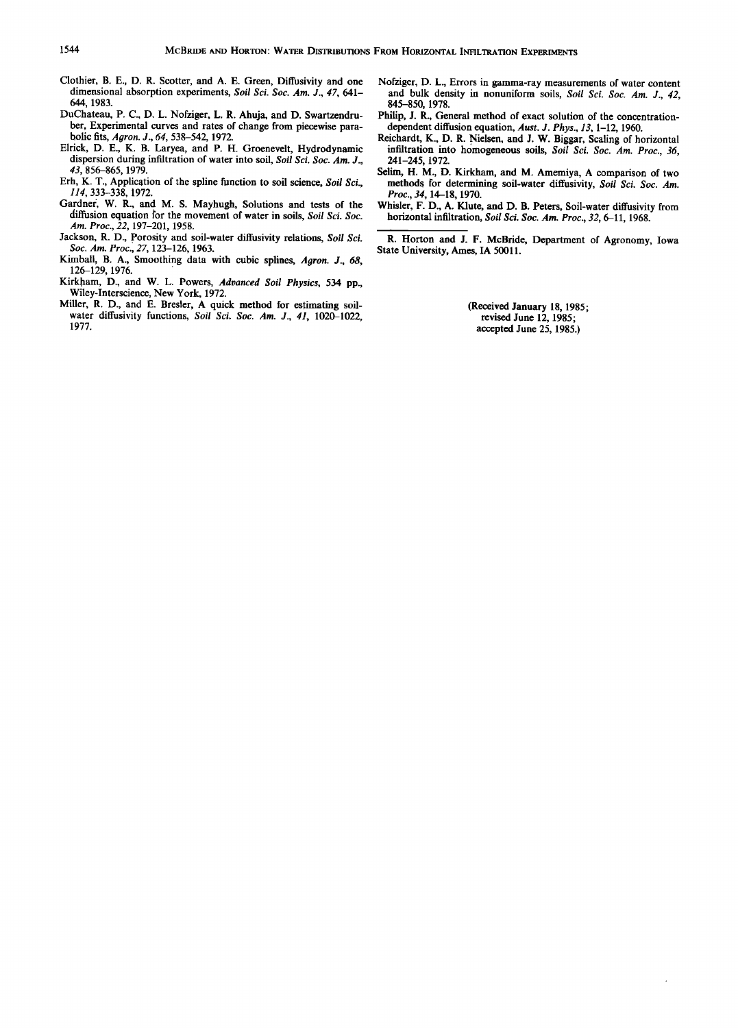Clothier, B. E., D. R. Scotter, and A. E. Green, Diffusivity and one dimensional absorption experiments, *Soil Sci. Soc. Am. J.*, *47*, 641–644, 1983.

DuChateau, P. C., D. L. Nofziger, L. R. Ahuja, and D. Swartzendruber, Experimental curves and rates of change from piecewise parabolic fits, *Agron. J.*, *64*, 538–542, 1972.

Elrick, D. E., K. B. Laryea, and P. H. Groenevelt, Hydrodynamic dispersion during infiltration of water into soil, *Soil Sci. Soc. Am. J.*, *43*, 856–865, 1979.

Erh, K. T., Application of the spline function to soil science, *Soil Sci.*, *114*, 333–338, 1972.

Gardner, W. R., and M. S. Mayhugh, Solutions and tests of the diffusion equation for the movement of water in soils, *Soil Sci. Soc. Am. Proc.*, *22*, 197–201, 1958.

Jackson, R. D., Porosity and soil-water diffusivity relations, *Soil Sci. Soc. Am. Proc.*, *27*, 123–126, 1963.

Kimball, B. A., Smoothing data with cubic splines, *Agron. J.*, *68*, 126–129, 1976.

Kirkham, D., and W. L. Powers, *Advanced Soil Physics*, 534 pp., Wiley-Interscience, New York, 1972.

Miller, R. D., and E. Bresler, A quick method for estimating soil-water diffusivity functions, *Soil Sci. Soc. Am. J.*, *41*, 1020–1022, 1977.

Nofziger, D. L., Errors in gamma-ray measurements of water content and bulk density in nonuniform soils, *Soil Sci. Soc. Am. J.*, *42*, 845–850, 1978.

Philip, J. R., General method of exact solution of the concentration-dependent diffusion equation, *Aust. J. Phys.*, *13*, 1–12, 1960.

Reichardt, K., D. R. Nielsen, and J. W. Biggar, Scaling of horizontal infiltration into homogeneous soils, *Soil Sci. Soc. Am. Proc.*, *36*, 241–245, 1972.

Selim, H. M., D. Kirkham, and M. Amemiya, A comparison of two methods for determining soil-water diffusivity, *Soil Sci. Soc. Am. Proc.*, *34*, 14–18, 1970.

Whisler, F. D., A. Klute, and D. B. Peters, Soil-water diffusivity from horizontal infiltration, *Soil Sci. Soc. Am. Proc.*, *32*, 6–11, 1968.

---

R. Horton and J. F. McBride, Department of Agronomy, Iowa State University, Ames, IA 50011.

(Received January 18, 1985;
revised June 12, 1985;
accepted June 25, 1985.)